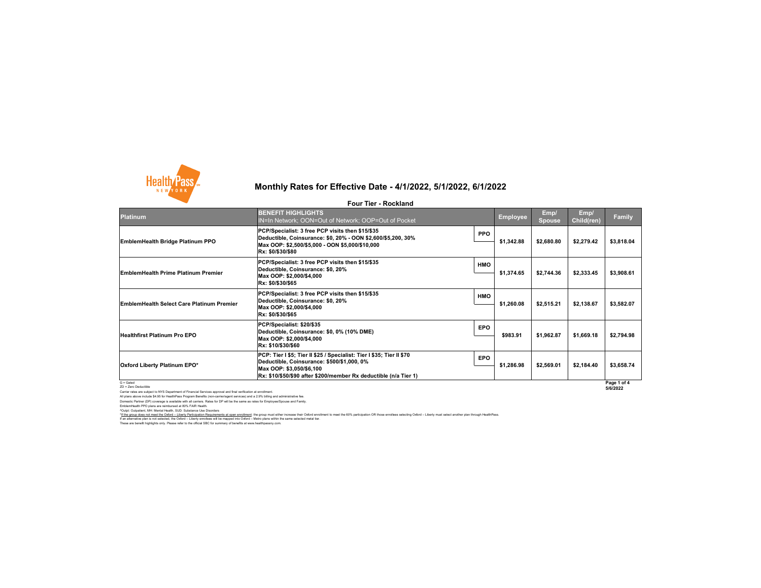# Monthly Rates for Effective Date - 4/1/2022, 5/1/2022, 6/1/2022

## Four Tier - Rockland

| Platinum | BENEFIT HIGHLIGHTS<br>IN=In Network; OON=Out of Network; OOP=Out of Pocket | | Employee | Emp/ Spouse | Emp/ Child(ren) | Family |
|---|---|---|---|---|---|---|
| EmblemHealth Bridge Platinum PPO | PCP/Specialist: 3 free PCP visits then $15/$35<br>Deductible, Coinsurance: $0, 20% - OON $2,600/$5,200, 30%<br>Max OOP: $2,500/$5,000 - OON $5,000/$10,000<br>Rx: $0/$30/$80 | PPO | $1,342.88 | $2,680.80 | $2,279.42 | $3,818.04 |
| EmblemHealth Prime Platinum Premier | PCP/Specialist: 3 free PCP visits then $15/$35<br>Deductible, Coinsurance: $0, 20%<br>Max OOP: $2,000/$4,000<br>Rx: $0/$30/$65 | HMO | $1,374.65 | $2,744.36 | $2,333.45 | $3,908.61 |
| EmblemHealth Select Care Platinum Premier | PCP/Specialist: 3 free PCP visits then $15/$35<br>Deductible, Coinsurance: $0, 20%<br>Max OOP: $2,000/$4,000<br>Rx: $0/$30/$65 | HMO | $1,260.08 | $2,515.21 | $2,138.67 | $3,582.07 |
| Healthfirst Platinum Pro EPO | PCP/Specialist: $20/$35<br>Deductible, Coinsurance: $0, 0% (10% DME)<br>Max OOP: $2,000/$4,000<br>Rx: $10/$30/$60 | EPO | $983.91 | $1,962.87 | $1,669.18 | $2,794.98 |
| Oxford Liberty Platinum EPO* | PCP: Tier I $5; Tier II $25 / Specialist: Tier I $35; Tier II $70<br>Deductible, Coinsurance: $500/$1,000, 0%<br>Max OOP: $3,050/$6,100<br>Rx: $10/$50/$90 after $200/member Rx deductible (n/a Tier 1) | EPO | $1,286.98 | $2,569.01 | $2,184.40 | $3,658.74 |

G = Gated
ZD = Zero Deductible

5/6/2022

Carrier rates are subject to NYS Department of Financial Services approval and final verification at enrollment.
All plans above include $4.95 for HealthPass Program Benefits (non-carrier/agent services) and a 2.9% billing and administrative fee.
Domestic Partner (DP) coverage is available with all carriers. Rates for DP will be the same as rates for Employee/Spouse and Family.
EmblemHealth PPO plans are reimbursed at 80% FAIR Health.
^Outpt: Outpatient, MH: Mental Health, SUD: Substance Use Disorders
*If the group does not meet the Oxford – Liberty Participation Requirements at open enrollment: the group must either increase their Oxford enrollment to meet the 60% participation OR those enrollees selecting Oxford – Liberty must select another plan through HealthPass.
If an alternative plan is not selected, the Oxford – Liberty enrollees will be mapped into Oxford – Metro plans within the same selected metal tier.
These are benefit highlights only. Please refer to the official SBC for summary of benefits at www.healthpassny.com.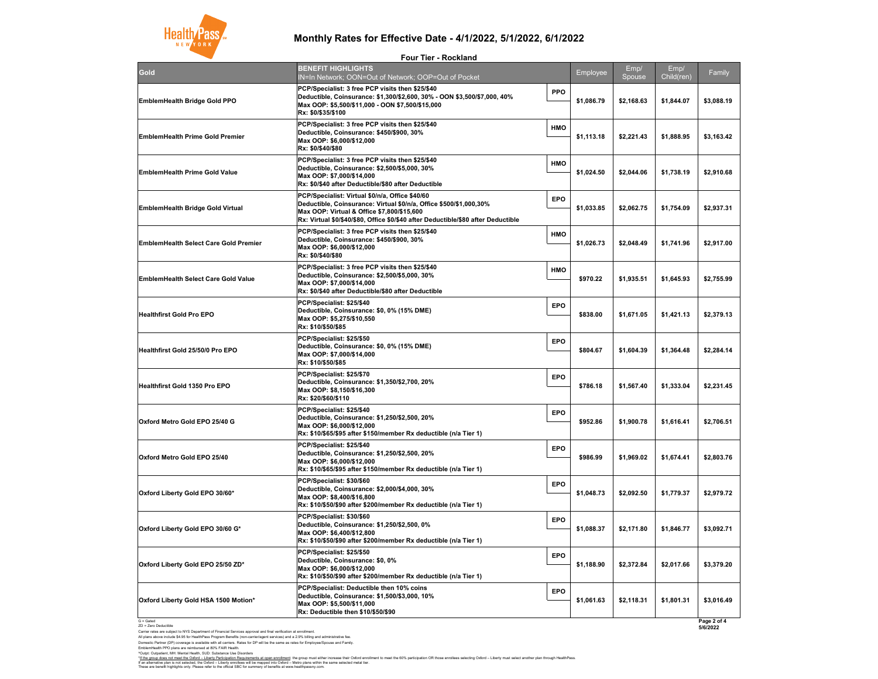# Monthly Rates for Effective Date - 4/1/2022, 5/1/2022, 6/1/2022

**Four Tier - Rockland**

| Gold | BENEFIT HIGHLIGHTS<br>IN=In Network; OON=Out of Network; OOP=Out of Pocket | | Employee | Emp/ Spouse | Emp/ Child(ren) | Family |
|---|---|---|---|---|---|---|
| **EmblemHealth Bridge Gold PPO** | PCP/Specialist: 3 free PCP visits then $25/$40<br>Deductible, Coinsurance: $1,300/$2,600, 30% - OON $3,500/$7,000, 40%<br>Max OOP: $5,500/$11,000 - OON $7,500/$15,000<br>Rx: $0/$35/$100 | PPO | $1,086.79 | $2,168.63 | $1,844.07 | $3,088.19 |
| **EmblemHealth Prime Gold Premier** | PCP/Specialist: 3 free PCP visits then $25/$40<br>Deductible, Coinsurance: $450/$900, 30%<br>Max OOP: $6,000/$12,000<br>Rx: $0/$40/$80 | HMO | $1,113.18 | $2,221.43 | $1,888.95 | $3,163.42 |
| **EmblemHealth Prime Gold Value** | PCP/Specialist: 3 free PCP visits then $25/$40<br>Deductible, Coinsurance: $2,500/$5,000, 30%<br>Max OOP: $7,000/$14,000<br>Rx: $0/$40 after Deductible/$80 after Deductible | HMO | $1,024.50 | $2,044.06 | $1,738.19 | $2,910.68 |
| **EmblemHealth Bridge Gold Virtual** | PCP/Specialist: Virtual $0/n/a, Office $40/60<br>Deductible, Coinsurance: Virtual $0/n/a, Office $500/$1,000,30%<br>Max OOP: Virtual & Office $7,800/$15,600<br>Rx: Virtual $0/$40/$80, Office $0/$40 after Deductible/$80 after Deductible | EPO | $1,033.85 | $2,062.75 | $1,754.09 | $2,937.31 |
| **EmblemHealth Select Care Gold Premier** | PCP/Specialist: 3 free PCP visits then $25/$40<br>Deductible, Coinsurance: $450/$900, 30%<br>Max OOP: $6,000/$12,000<br>Rx: $0/$40/$80 | HMO | $1,026.73 | $2,048.49 | $1,741.96 | $2,917.00 |
| **EmblemHealth Select Care Gold Value** | PCP/Specialist: 3 free PCP visits then $25/$40<br>Deductible, Coinsurance: $2,500/$5,000, 30%<br>Max OOP: $7,000/$14,000<br>Rx: $0/$40 after Deductible/$80 after Deductible | HMO | $970.22 | $1,935.51 | $1,645.93 | $2,755.99 |
| **Healthfirst Gold Pro EPO** | PCP/Specialist: $25/$40<br>Deductible, Coinsurance: $0, 0% (15% DME)<br>Max OOP: $5,275/$10,550<br>Rx: $10/$50/$85 | EPO | $838.00 | $1,671.05 | $1,421.13 | $2,379.13 |
| **Healthfirst Gold 25/50/0 Pro EPO** | PCP/Specialist: $25/$50<br>Deductible, Coinsurance: $0, 0% (15% DME)<br>Max OOP: $7,000/$14,000<br>Rx: $10/$50/$85 | EPO | $804.67 | $1,604.39 | $1,364.48 | $2,284.14 |
| **Healthfirst Gold 1350 Pro EPO** | PCP/Specialist: $25/$70<br>Deductible, Coinsurance: $1,350/$2,700, 20%<br>Max OOP: $8,150/$16,300<br>Rx: $20/$60/$110 | EPO | $786.18 | $1,567.40 | $1,333.04 | $2,231.45 |
| **Oxford Metro Gold EPO 25/40 G** | PCP/Specialist: $25/$40<br>Deductible, Coinsurance: $1,250/$2,500, 20%<br>Max OOP: $6,000/$12,000<br>Rx: $10/$65/$95 after $150/member Rx deductible (n/a Tier 1) | EPO | $952.86 | $1,900.78 | $1,616.41 | $2,706.51 |
| **Oxford Metro Gold EPO 25/40** | PCP/Specialist: $25/$40<br>Deductible, Coinsurance: $1,250/$2,500, 20%<br>Max OOP: $6,000/$12,000<br>Rx: $10/$65/$95 after $150/member Rx deductible (n/a Tier 1) | EPO | $986.99 | $1,969.02 | $1,674.41 | $2,803.76 |
| **Oxford Liberty Gold EPO 30/60*** | PCP/Specialist: $30/$60<br>Deductible, Coinsurance: $2,000/$4,000, 30%<br>Max OOP: $8,400/$16,800<br>Rx: $10/$50/$90 after $200/member Rx deductible (n/a Tier 1) | EPO | $1,048.73 | $2,092.50 | $1,779.37 | $2,979.72 |
| **Oxford Liberty Gold EPO 30/60 G*** | PCP/Specialist: $30/$60<br>Deductible, Coinsurance: $1,250/$2,500, 0%<br>Max OOP: $6,400/$12,800<br>Rx: $10/$50/$90 after $200/member Rx deductible (n/a Tier 1) | EPO | $1,088.37 | $2,171.80 | $1,846.77 | $3,092.71 |
| **Oxford Liberty Gold EPO 25/50 ZD*** | PCP/Specialist: $25/$50<br>Deductible, Coinsurance: $0, 0%<br>Max OOP: $6,000/$12,000<br>Rx: $10/$50/$90 after $200/member Rx deductible (n/a Tier 1) | EPO | $1,188.90 | $2,372.84 | $2,017.66 | $3,379.20 |
| **Oxford Liberty Gold HSA 1500 Motion*** | PCP/Specialist: Deductible then 10% coins<br>Deductible, Coinsurance: $1,500/$3,000, 10%<br>Max OOP: $5,500/$11,000<br>Rx: Deductible then $10/$50/$90 | EPO | $1,061.63 | $2,118.31 | $1,801.31 | $3,016.49 |

G = Gated
ZD = Zero Deductible
Carrier rates are subject to NYS Department of Financial Services approval and final verification at enrollment.
All plans above include $4.95 for HealthPass Program Benefits (non-carrier/agent services) and a 2.9% billing and administrative fee.
Domestic Partner (DP) coverage is available with all carriers. Rates for DP will be the same as rates for Employee/Spouse and Family.
EmblemHealth PPO plans are reimbursed at 80% FAIR Health.
^Outpt: Outpatient, MH: Mental Health, SUD: Substance Use Disorders
*If the group does not meet the Oxford – Liberty Participation Requirements at open enrollment: the group must either increase their Oxford enrollment to meet the 60% participation OR those enrollees selecting Oxford – Liberty must select another plan through HealthPass.
If an alternative plan is not selected, the Oxford – Liberty enrollees will be mapped into Oxford – Metro plans within the same selected metal tier.
These are benefit highlights only. Please refer to the official SBC for summary of benefits at www.healthpassny.com.

5/6/2022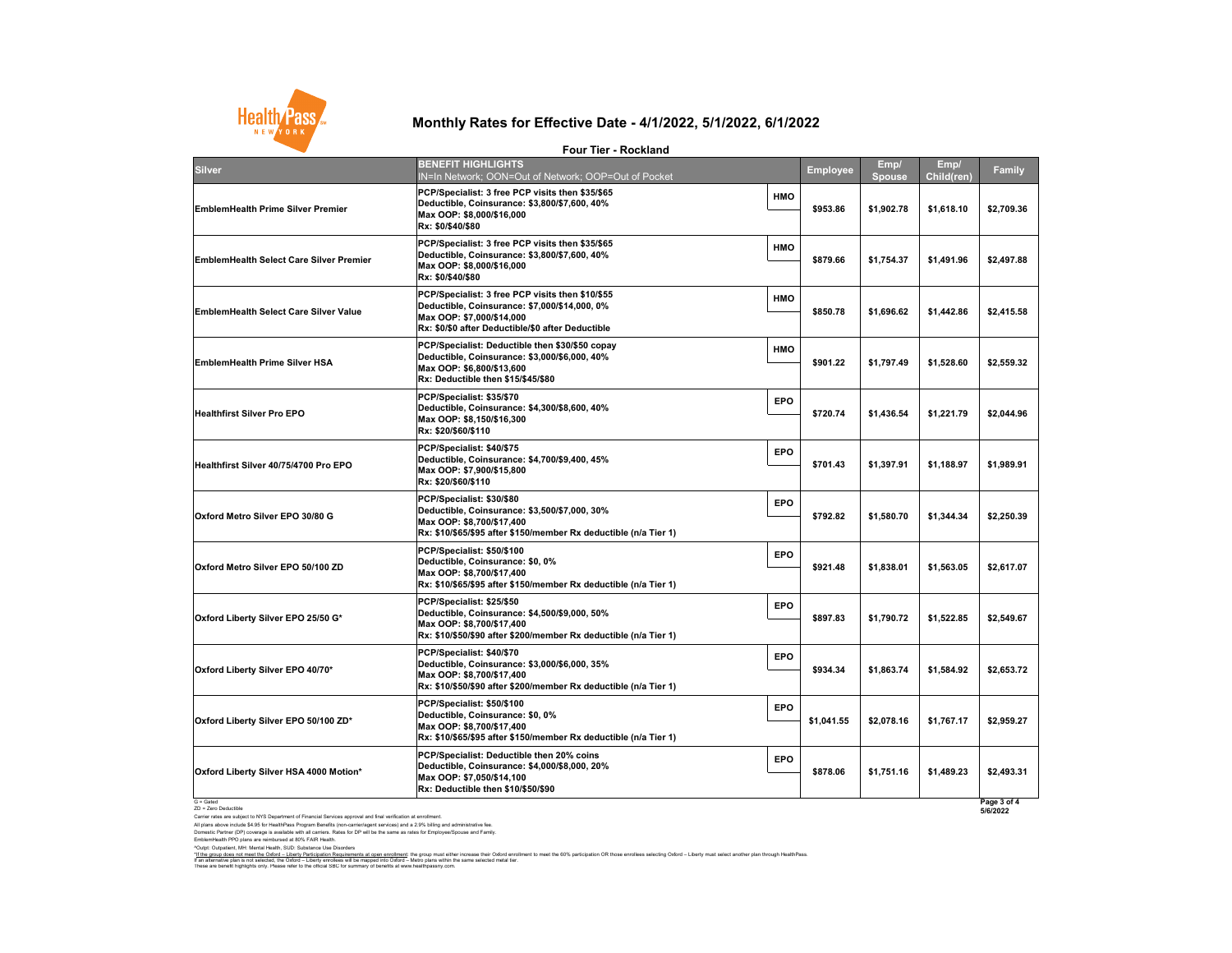# Monthly Rates for Effective Date - 4/1/2022, 5/1/2022, 6/1/2022

## Four Tier - Rockland

| Silver | BENEFIT HIGHLIGHTS<br>IN=In Network; OON=Out of Network; OOP=Out of Pocket | | Employee | Emp/ Spouse | Emp/ Child(ren) | Family |
|---|---|---|---|---|---|---|
| EmblemHealth Prime Silver Premier | PCP/Specialist: 3 free PCP visits then $35/$65<br>Deductible, Coinsurance: $3,800/$7,600, 40%<br>Max OOP: $8,000/$16,000<br>Rx: $0/$40/$80 | HMO | $953.86 | $1,902.78 | $1,618.10 | $2,709.36 |
| EmblemHealth Select Care Silver Premier | PCP/Specialist: 3 free PCP visits then $35/$65<br>Deductible, Coinsurance: $3,800/$7,600, 40%<br>Max OOP: $8,000/$16,000<br>Rx: $0/$40/$80 | HMO | $879.66 | $1,754.37 | $1,491.96 | $2,497.88 |
| EmblemHealth Select Care Silver Value | PCP/Specialist: 3 free PCP visits then $10/$55<br>Deductible, Coinsurance: $7,000/$14,000, 0%<br>Max OOP: $7,000/$14,000<br>Rx: $0/$0 after Deductible/$0 after Deductible | HMO | $850.78 | $1,696.62 | $1,442.86 | $2,415.58 |
| EmblemHealth Prime Silver HSA | PCP/Specialist: Deductible then $30/$50 copay<br>Deductible, Coinsurance: $3,000/$6,000, 40%<br>Max OOP: $6,800/$13,600<br>Rx: Deductible then $15/$45/$80 | HMO | $901.22 | $1,797.49 | $1,528.60 | $2,559.32 |
| Healthfirst Silver Pro EPO | PCP/Specialist: $35/$70<br>Deductible, Coinsurance: $4,300/$8,600, 40%<br>Max OOP: $8,150/$16,300<br>Rx: $20/$60/$110 | EPO | $720.74 | $1,436.54 | $1,221.79 | $2,044.96 |
| Healthfirst Silver 40/75/4700 Pro EPO | PCP/Specialist: $40/$75<br>Deductible, Coinsurance: $4,700/$9,400, 45%<br>Max OOP: $7,900/$15,800<br>Rx: $20/$60/$110 | EPO | $701.43 | $1,397.91 | $1,188.97 | $1,989.91 |
| Oxford Metro Silver EPO 30/80 G | PCP/Specialist: $30/$80<br>Deductible, Coinsurance: $3,500/$7,000, 30%<br>Max OOP: $8,700/$17,400<br>Rx: $10/$65/$95 after $150/member Rx deductible (n/a Tier 1) | EPO | $792.82 | $1,580.70 | $1,344.34 | $2,250.39 |
| Oxford Metro Silver EPO 50/100 ZD | PCP/Specialist: $50/$100<br>Deductible, Coinsurance: $0, 0%<br>Max OOP: $8,700/$17,400<br>Rx: $10/$65/$95 after $150/member Rx deductible (n/a Tier 1) | EPO | $921.48 | $1,838.01 | $1,563.05 | $2,617.07 |
| Oxford Liberty Silver EPO 25/50 G* | PCP/Specialist: $25/$50<br>Deductible, Coinsurance: $4,500/$9,000, 50%<br>Max OOP: $8,700/$17,400<br>Rx: $10/$50/$90 after $200/member Rx deductible (n/a Tier 1) | EPO | $897.83 | $1,790.72 | $1,522.85 | $2,549.67 |
| Oxford Liberty Silver EPO 40/70* | PCP/Specialist: $40/$70<br>Deductible, Coinsurance: $3,000/$6,000, 35%<br>Max OOP: $8,700/$17,400<br>Rx: $10/$50/$90 after $200/member Rx deductible (n/a Tier 1) | EPO | $934.34 | $1,863.74 | $1,584.92 | $2,653.72 |
| Oxford Liberty Silver EPO 50/100 ZD* | PCP/Specialist: $50/$100<br>Deductible, Coinsurance: $0, 0%<br>Max OOP: $8,700/$17,400<br>Rx: $10/$65/$95 after $150/member Rx deductible (n/a Tier 1) | EPO | $1,041.55 | $2,078.16 | $1,767.17 | $2,959.27 |
| Oxford Liberty Silver HSA 4000 Motion* | PCP/Specialist: Deductible then 20% coins<br>Deductible, Coinsurance: $4,000/$8,000, 20%<br>Max OOP: $7,050/$14,100<br>Rx: Deductible then $10/$50/$90 | EPO | $878.06 | $1,751.16 | $1,489.23 | $2,493.31 |

G = Gated
ZD = Zero Deductible
Carrier rates are subject to NYS Department of Financial Services approval and final verification at enrollment.
All plans above include $4.95 for HealthPass Program Benefits (non-carrier/agent services) and a 2.9% billing and administrative fee.
Domestic Partner (DP) coverage is available with all carriers. Rates for DP will be the same as rates for Employee/Spouse and Family.
EmblemHealth PPO plans are reimbursed at 80% FAIR Health.
^Outpt: Outpatient, MH: Mental Health, SUD: Substance Use Disorders
*If the group does not meet the Oxford – Liberty Participation Requirements at open enrollment: the group must either increase their Oxford enrollment to meet the 60% participation OR those enrollees selecting Oxford – Liberty must select another plan through HealthPass.
If an alternative plan is not selected, the Oxford – Liberty enrollees will be mapped into Oxford – Metro plans within the same selected metal tier.
These are benefit highlights only. Please refer to the official SBC for summary of benefits at www.healthpassny.com.

5/6/2022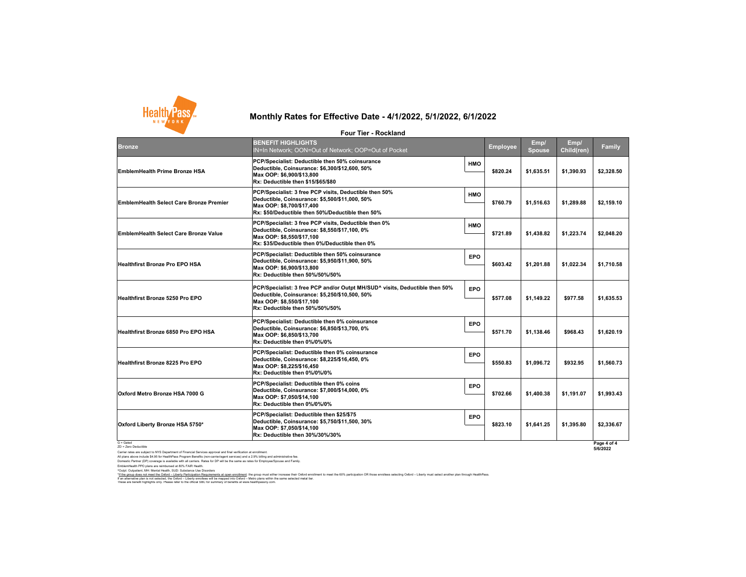# Monthly Rates for Effective Date - 4/1/2022, 5/1/2022, 6/1/2022

## Four Tier - Rockland

| Bronze | BENEFIT HIGHLIGHTS<br>IN=In Network; OON=Out of Network; OOP=Out of Pocket | | Employee | Emp/ Spouse | Emp/ Child(ren) | Family |
|---|---|---|---|---|---|---|
| EmblemHealth Prime Bronze HSA | PCP/Specialist: Deductible then 50% coinsurance<br>Deductible, Coinsurance: $6,300/$12,600, 50%<br>Max OOP: $6,900/$13,800<br>Rx: Deductible then $15/$65/$80 | HMO | $820.24 | $1,635.51 | $1,390.93 | $2,328.50 |
| EmblemHealth Select Care Bronze Premier | PCP/Specialist: 3 free PCP visits, Deductible then 50%<br>Deductible, Coinsurance: $5,500/$11,000, 50%<br>Max OOP: $8,700/$17,400<br>Rx: $50/Deductible then 50%/Deductible then 50% | HMO | $760.79 | $1,516.63 | $1,289.88 | $2,159.10 |
| EmblemHealth Select Care Bronze Value | PCP/Specialist: 3 free PCP visits, Deductible then 0%<br>Deductible, Coinsurance: $8,550/$17,100, 0%<br>Max OOP: $8,550/$17,100<br>Rx: $35/Deductible then 0%/Deductible then 0% | HMO | $721.89 | $1,438.82 | $1,223.74 | $2,048.20 |
| Healthfirst Bronze Pro EPO HSA | PCP/Specialist: Deductible then 50% coinsurance<br>Deductible, Coinsurance: $5,950/$11,900, 50%<br>Max OOP: $6,900/$13,800<br>Rx: Deductible then 50%/50%/50% | EPO | $603.42 | $1,201.88 | $1,022.34 | $1,710.58 |
| Healthfirst Bronze 5250 Pro EPO | PCP/Specialist: 3 free PCP and/or Outpt MH/SUD^ visits, Deductible then 50%<br>Deductible, Coinsurance: $5,250/$10,500, 50%<br>Max OOP: $8,550/$17,100<br>Rx: Deductible then 50%/50%/50% | EPO | $577.08 | $1,149.22 | $977.58 | $1,635.53 |
| Healthfirst Bronze 6850 Pro EPO HSA | PCP/Specialist: Deductible then 0% coinsurance<br>Deductible, Coinsurance: $6,850/$13,700, 0%<br>Max OOP: $6,850/$13,700<br>Rx: Deductible then 0%/0%/0% | EPO | $571.70 | $1,138.46 | $968.43 | $1,620.19 |
| Healthfirst Bronze 8225 Pro EPO | PCP/Specialist: Deductible then 0% coinsurance<br>Deductible, Coinsurance: $8,225/$16,450, 0%<br>Max OOP: $8,225/$16,450<br>Rx: Deductible then 0%/0%/0% | EPO | $550.83 | $1,096.72 | $932.95 | $1,560.73 |
| Oxford Metro Bronze HSA 7000 G | PCP/Specialist: Deductible then 0% coins<br>Deductible, Coinsurance: $7,000/$14,000, 0%<br>Max OOP: $7,050/$14,100<br>Rx: Deductible then 0%/0%/0% | EPO | $702.66 | $1,400.38 | $1,191.07 | $1,993.43 |
| Oxford Liberty Bronze HSA 5750* | PCP/Specialist: Deductible then $25/$75<br>Deductible, Coinsurance: $5,750/$11,500, 30%<br>Max OOP: $7,050/$14,100<br>Rx: Deductible then 30%/30%/30% | EPO | $823.10 | $1,641.25 | $1,395.80 | $2,336.67 |

G = Gated
ZD = Zero Deductible

Carrier rates are subject to NYS Department of Financial Services approval and final verification at enrollment.
All plans above include $4.95 for HealthPass Program Benefits (non-carrier/agent services) and a 2.9% billing and administrative fee.
Domestic Partner (DP) coverage is available with all carriers. Rates for DP will be the same as rates for Employee/Spouse and Family.
EmblemHealth PPO plans are reimbursed at 80% FAIR Health.
^Outpt: Outpatient, MH: Mental Health, SUD: Substance Use Disorders
*If the group does not meet the Oxford – Liberty Participation Requirements at open enrollment: the group must either increase their Oxford enrollment to meet the 60% participation OR those enrollees selecting Oxford – Liberty must select another plan through HealthPass.
If an alternative plan is not selected, the Oxford – Liberty enrollees will be mapped into Oxford – Metro plans within the same selected metal tier.
These are benefit highlights only. Please refer to the official SBC for summary of benefits at www.healthpassny.com.

5/6/2022